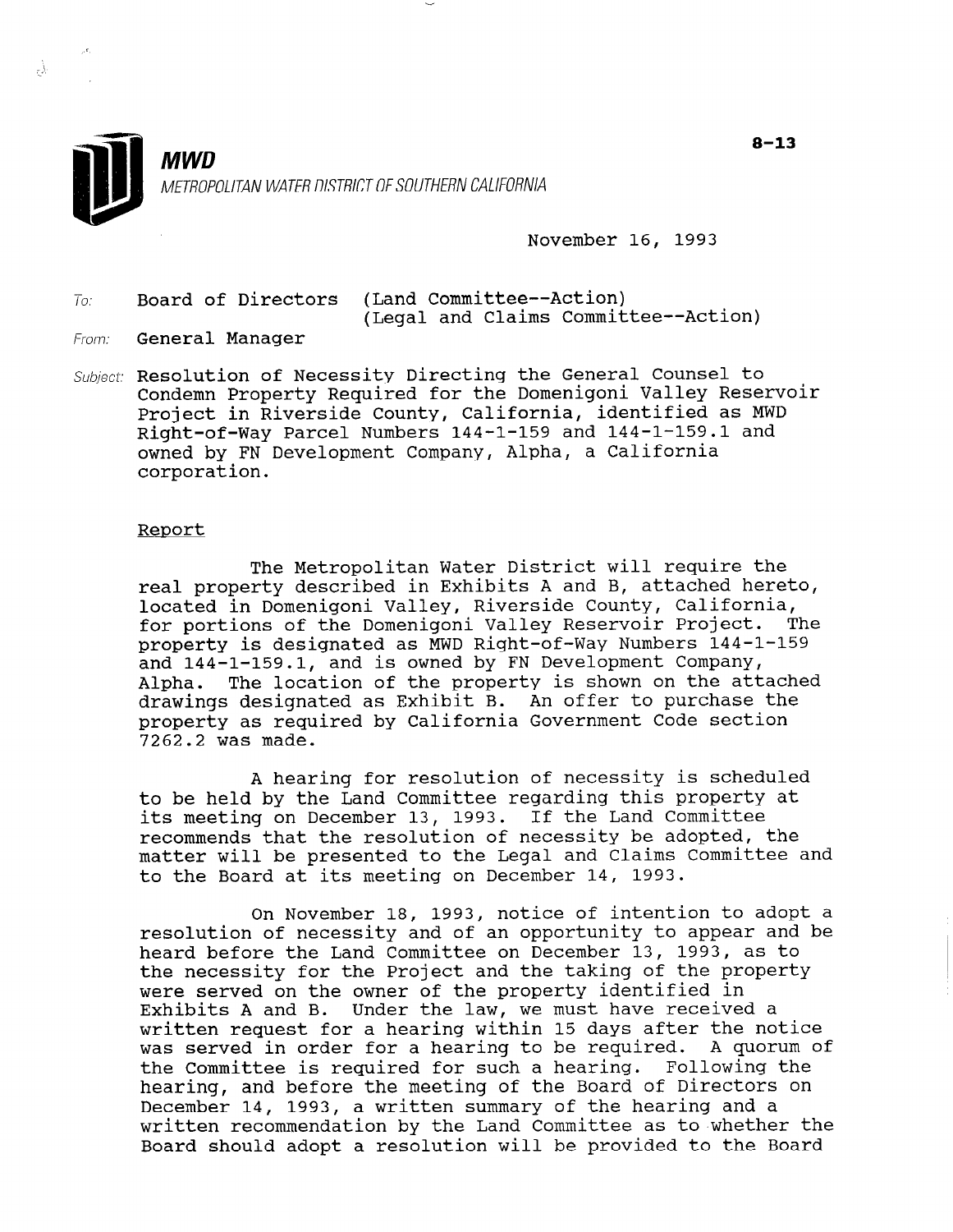**MWD**

METROPOLITAN WATER DISTRICT OF SOUTHERN CALIFORNIA

8-13

November 16, 1993

To: Board of Directors (Land Committee--Action)
(Legal and Claims Committee--Action)

From: General Manager

Subject: Resolution of Necessity Directing the General Counsel to Condemn Property Required for the Domenigoni Valley Reservoir Project in Riverside County, California, identified as MWD Right-of-Way Parcel Numbers 144-1-159 and 144-1-159.1 and owned by FN Development Company, Alpha, a California corporation.

## Report

The Metropolitan Water District will require the real property described in Exhibits A and B, attached hereto, located in Domenigoni Valley, Riverside County, California, for portions of the Domenigoni Valley Reservoir Project. The property is designated as MWD Right-of-Way Numbers 144-1-159 and 144-1-159.1, and is owned by FN Development Company, Alpha. The location of the property is shown on the attached drawings designated as Exhibit B. An offer to purchase the property as required by California Government Code section 7262.2 was made.

A hearing for resolution of necessity is scheduled to be held by the Land Committee regarding this property at its meeting on December 13, 1993. If the Land Committee recommends that the resolution of necessity be adopted, the matter will be presented to the Legal and Claims Committee and to the Board at its meeting on December 14, 1993.

On November 18, 1993, notice of intention to adopt a resolution of necessity and of an opportunity to appear and be heard before the Land Committee on December 13, 1993, as to the necessity for the Project and the taking of the property were served on the owner of the property identified in Exhibits A and B. Under the law, we must have received a written request for a hearing within 15 days after the notice was served in order for a hearing to be required. A quorum of the Committee is required for such a hearing. Following the hearing, and before the meeting of the Board of Directors on December 14, 1993, a written summary of the hearing and a written recommendation by the Land Committee as to whether the Board should adopt a resolution will be provided to the Board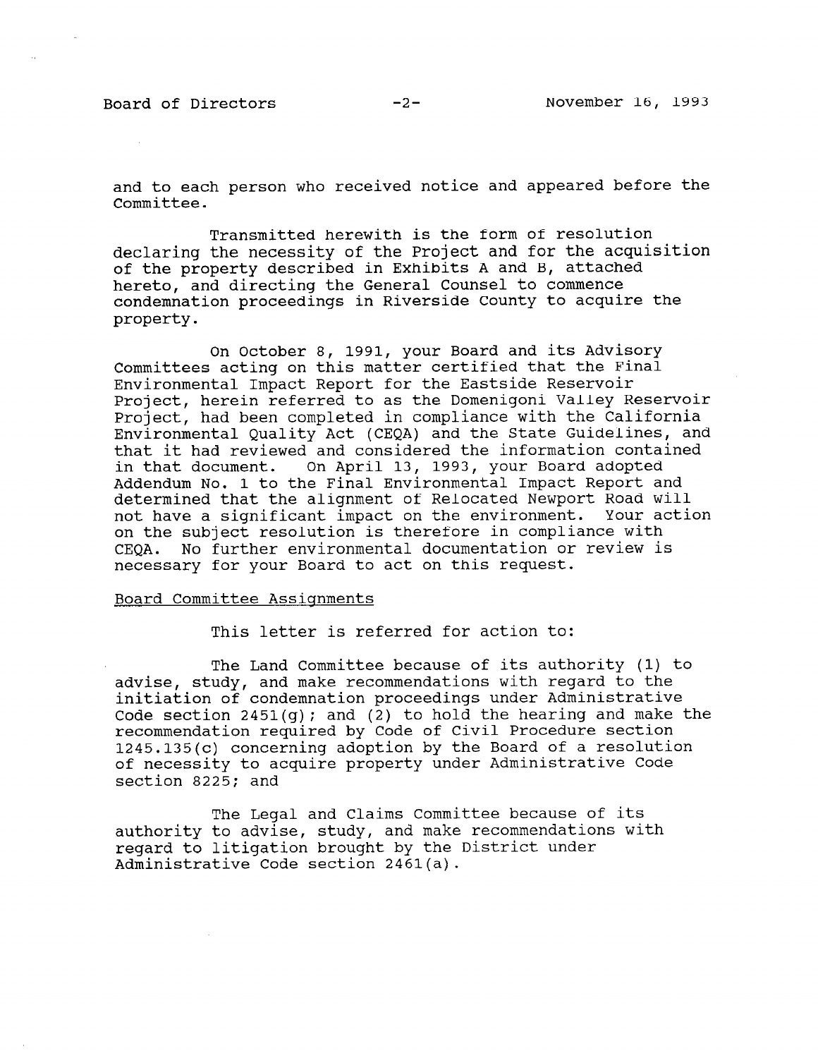and to each person who received notice and appeared before the Committee.

Transmitted herewith is the form of resolution declaring the necessity of the Project and for the acquisition of the property described in Exhibits A and B, attached hereto, and directing the General Counsel to commence condemnation proceedings in Riverside County to acquire the property.

On October 8, 1991, your Board and its Advisory Committees acting on this matter certified that the Final Environmental Impact Report for the Eastside Reservoir Project, herein referred to as the Domenigoni Valley Reservoir Project, had been completed in compliance with the California Environmental Quality Act (CEQA) and the State Guidelines, and that it had reviewed and considered the information contained in that document. On April 13, 1993, your Board adopted Addendum No. 1 to the Final Environmental Impact Report and determined that the alignment of Relocated Newport Road will not have a significant impact on the environment. Your action on the subject resolution is therefore in compliance with CEQA. No further environmental documentation or review is necessary for your Board to act on this request.

Board Committee Assignments

This letter is referred for action to:

The Land Committee because of its authority (1) to advise, study, and make recommendations with regard to the initiation of condemnation proceedings under Administrative Code section 2451(g); and (2) to hold the hearing and make the recommendation required by Code of Civil Procedure section 1245.135(c) concerning adoption by the Board of a resolution of necessity to acquire property under Administrative Code section 8225; and

The Legal and Claims Committee because of its authority to advise, study, and make recommendations with regard to litigation brought by the District under Administrative Code section 2461(a).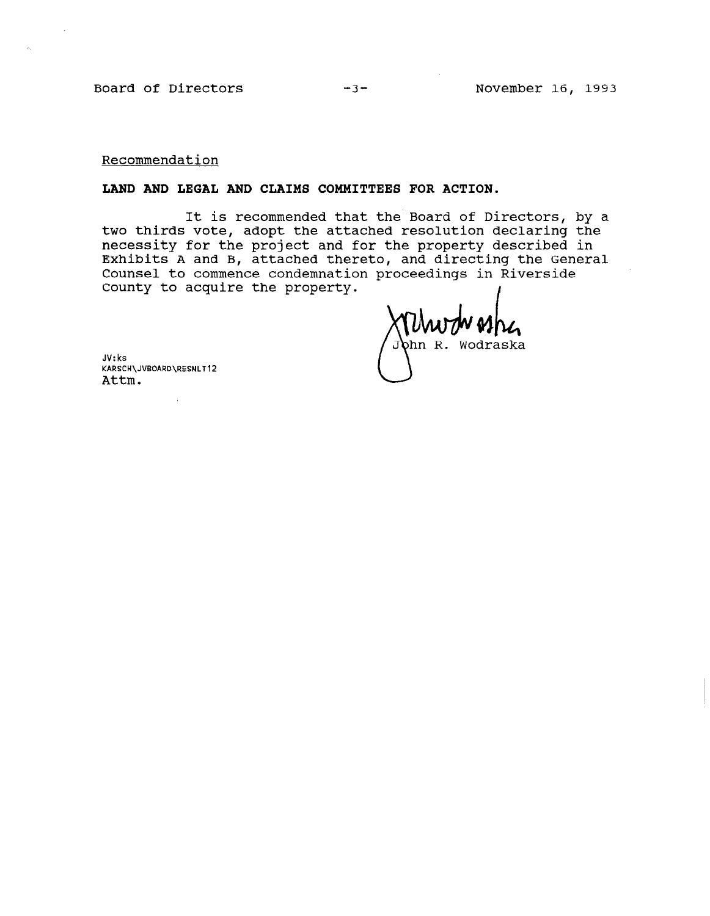Recommendation

**LAND AND LEGAL AND CLAIMS COMMITTEES FOR ACTION.**

It is recommended that the Board of Directors, by a two thirds vote, adopt the attached resolution declaring the necessity for the project and for the property described in Exhibits A and B, attached thereto, and directing the General Counsel to commence condemnation proceedings in Riverside County to acquire the property.

John R. Wodraska

JV:ks
KARSCH\JVBOARD\RESNLT12
Attm.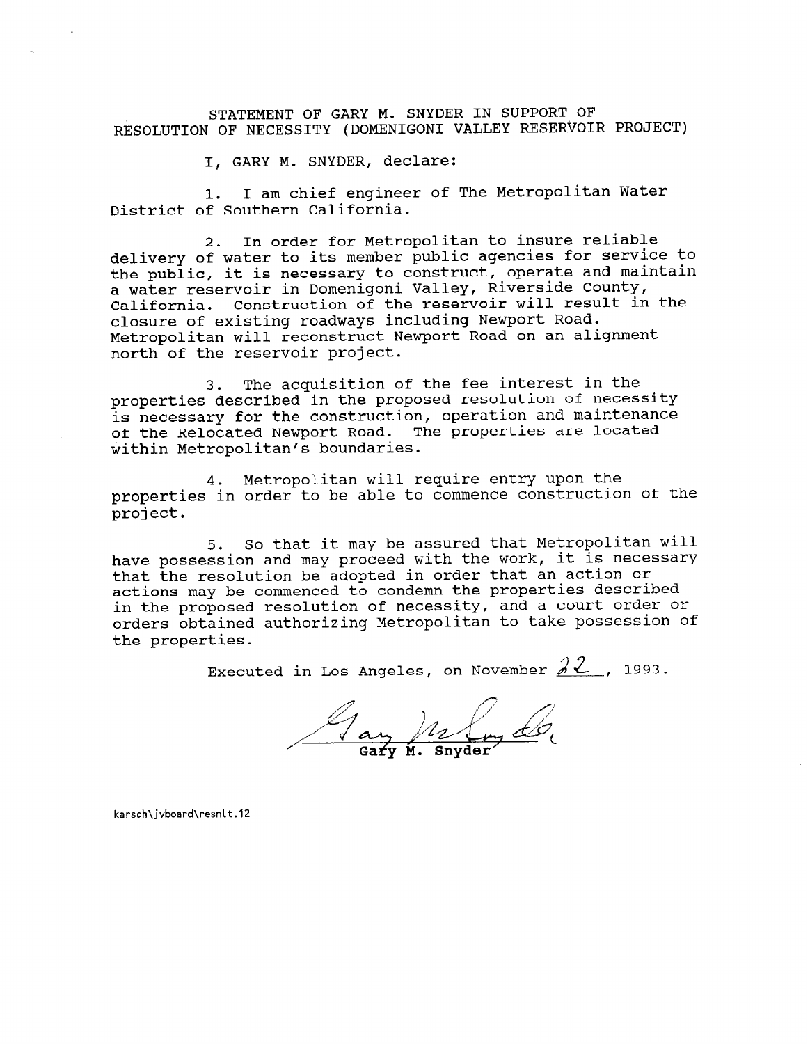STATEMENT OF GARY M. SNYDER IN SUPPORT OF RESOLUTION OF NECESSITY (DOMENIGONI VALLEY RESERVOIR PROJECT)

I, GARY M. SNYDER, declare:

1. I am chief engineer of The Metropolitan Water District of Southern California.

2. In order for Metropolitan to insure reliable delivery of water to its member public agencies for service to the public, it is necessary to construct, operate and maintain a water reservoir in Domenigoni Valley, Riverside County, California. Construction of the reservoir will result in the closure of existing roadways including Newport Road. Metropolitan will reconstruct Newport Road on an alignment north of the reservoir project.

3. The acquisition of the fee interest in the properties described in the proposed resolution of necessity is necessary for the construction, operation and maintenance of the Relocated Newport Road. The properties are located within Metropolitan's boundaries.

4. Metropolitan will require entry upon the properties in order to be able to commence construction of the project.

5. So that it may be assured that Metropolitan will have possession and may proceed with the work, it is necessary that the resolution be adopted in order that an action or actions may be commenced to condemn the properties described in the proposed resolution of necessity, and a court order or orders obtained authorizing Metropolitan to take possession of the properties.

Executed in Los Angeles, on November 22, 1993.

Gary M. Snyder

karsch\jvboard\resnlt.12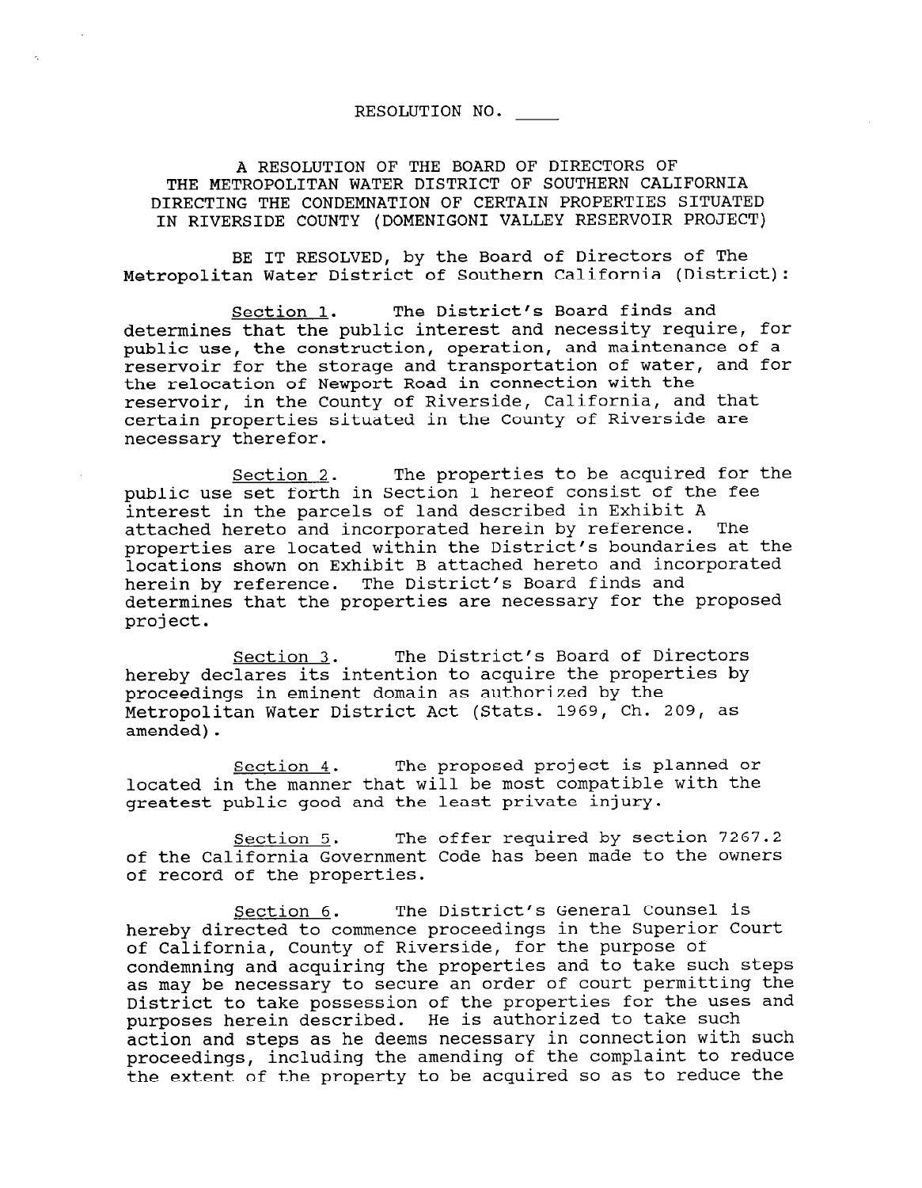RESOLUTION NO. ____

A RESOLUTION OF THE BOARD OF DIRECTORS OF THE METROPOLITAN WATER DISTRICT OF SOUTHERN CALIFORNIA DIRECTING THE CONDEMNATION OF CERTAIN PROPERTIES SITUATED IN RIVERSIDE COUNTY (DOMENIGONI VALLEY RESERVOIR PROJECT)

BE IT RESOLVED, by the Board of Directors of The Metropolitan Water District of Southern California (District):

<u>Section 1</u>. The District's Board finds and determines that the public interest and necessity require, for public use, the construction, operation, and maintenance of a reservoir for the storage and transportation of water, and for the relocation of Newport Road in connection with the reservoir, in the County of Riverside, California, and that certain properties situated in the County of Riverside are necessary therefor.

<u>Section 2</u>. The properties to be acquired for the public use set forth in Section 1 hereof consist of the fee interest in the parcels of land described in Exhibit A attached hereto and incorporated herein by reference. The properties are located within the District's boundaries at the locations shown on Exhibit B attached hereto and incorporated herein by reference. The District's Board finds and determines that the properties are necessary for the proposed project.

<u>Section 3</u>. The District's Board of Directors hereby declares its intention to acquire the properties by proceedings in eminent domain as authorized by the Metropolitan Water District Act (Stats. 1969, Ch. 209, as amended).

<u>Section 4</u>. The proposed project is planned or located in the manner that will be most compatible with the greatest public good and the least private injury.

<u>Section 5</u>. The offer required by section 7267.2 of the California Government Code has been made to the owners of record of the properties.

<u>Section 6</u>. The District's General Counsel is hereby directed to commence proceedings in the Superior Court of California, County of Riverside, for the purpose of condemning and acquiring the properties and to take such steps as may be necessary to secure an order of court permitting the District to take possession of the properties for the uses and purposes herein described. He is authorized to take such action and steps as he deems necessary in connection with such proceedings, including the amending of the complaint to reduce the extent of the property to be acquired so as to reduce the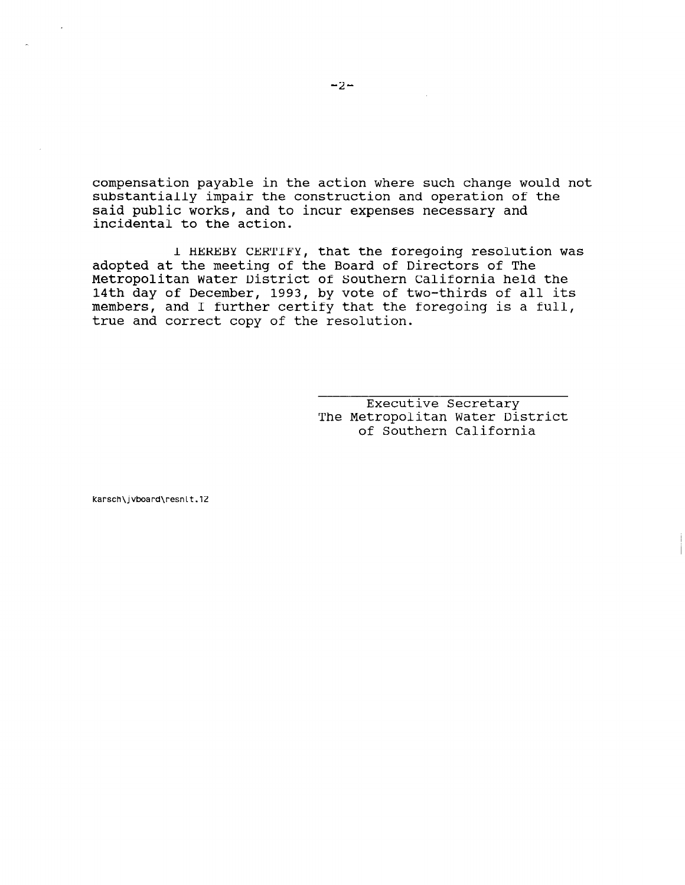compensation payable in the action where such change would not substantially impair the construction and operation of the said public works, and to incur expenses necessary and incidental to the action.

I HEREBY CERTIFY, that the foregoing resolution was adopted at the meeting of the Board of Directors of The Metropolitan Water District of Southern California held the 14th day of December, 1993, by vote of two-thirds of all its members, and I further certify that the foregoing is a full, true and correct copy of the resolution.

\_\_\_\_\_\_\_\_\_\_\_\_\_\_\_\_\_\_\_\_\_\_\_\_\_\_\_\_\_\_\_\_

Executive Secretary
The Metropolitan Water District
of Southern California

karsch\jvboard\resnlt.12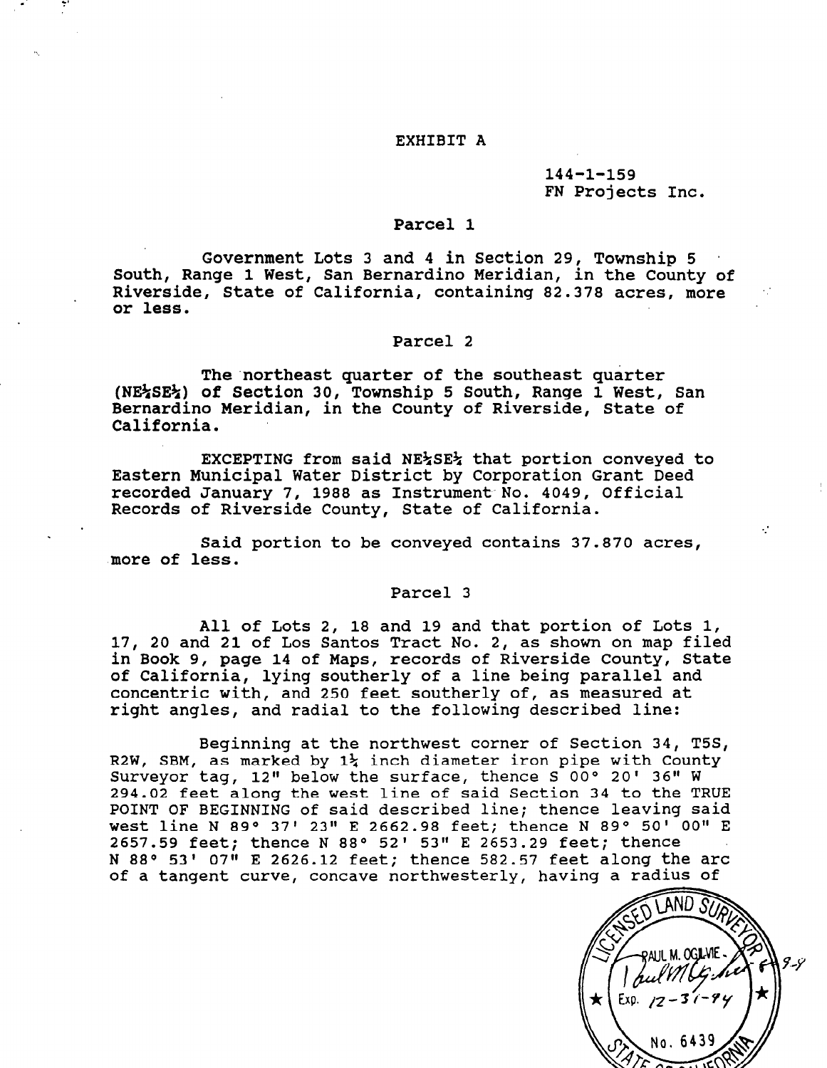# EXHIBIT A

144-1-159
FN Projects Inc.

## Parcel 1

Government Lots 3 and 4 in Section 29, Township 5 South, Range 1 West, San Bernardino Meridian, in the County of Riverside, State of California, containing 82.378 acres, more or less.

## Parcel 2

The northeast quarter of the southeast quarter (NE¼SE¼) of Section 30, Township 5 South, Range 1 West, San Bernardino Meridian, in the County of Riverside, State of California.

EXCEPTING from said NE¼SE¼ that portion conveyed to Eastern Municipal Water District by Corporation Grant Deed recorded January 7, 1988 as Instrument No. 4049, Official Records of Riverside County, State of California.

Said portion to be conveyed contains 37.870 acres, more of less.

## Parcel 3

All of Lots 2, 18 and 19 and that portion of Lots 1, 17, 20 and 21 of Los Santos Tract No. 2, as shown on map filed in Book 9, page 14 of Maps, records of Riverside County, State of California, lying southerly of a line being parallel and concentric with, and 250 feet southerly of, as measured at right angles, and radial to the following described line:

Beginning at the northwest corner of Section 34, T5S, R2W, SBM, as marked by 1¼ inch diameter iron pipe with County Surveyor tag, 12" below the surface, thence S 00° 20' 36" W 294.02 feet along the west line of said Section 34 to the TRUE POINT OF BEGINNING of said described line; thence leaving said west line N 89° 37' 23" E 2662.98 feet; thence N 89° 50' 00" E 2657.59 feet; thence N 88° 52' 53" E 2653.29 feet; thence N 88° 53' 07" E 2626.12 feet; thence 582.57 feet along the arc of a tangent curve, concave northwesterly, having a radius of

LICENSED LAND SURVEYOR
PAUL M. OGILVIE
Exp. 12-31-94
No. 6439
STATE OF CALIFORNIA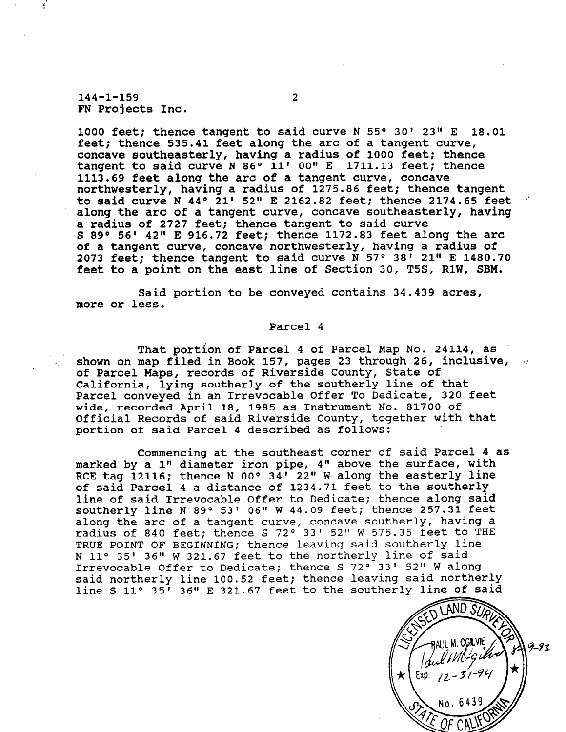144-1-159
FN Projects Inc.

1000 feet; thence tangent to said curve N 55° 30' 23" E 18.01 feet; thence 535.41 feet along the arc of a tangent curve, concave southeasterly, having a radius of 1000 feet; thence tangent to said curve N 86° 11' 00" E 1711.13 feet; thence 1113.69 feet along the arc of a tangent curve, concave northwesterly, having a radius of 1275.86 feet; thence tangent to said curve N 44° 21' 52" E 2162.82 feet; thence 2174.65 feet along the arc of a tangent curve, concave southeasterly, having a radius of 2727 feet; thence tangent to said curve S 89° 56' 42" E 916.72 feet; thence 1172.83 feet along the arc of a tangent curve, concave northwesterly, having a radius of 2073 feet; thence tangent to said curve N 57° 38' 21" E 1480.70 feet to a point on the east line of Section 30, T5S, R1W, SBM.

Said portion to be conveyed contains 34.439 acres, more or less.

Parcel 4

That portion of Parcel 4 of Parcel Map No. 24114, as shown on map filed in Book 157, pages 23 through 26, inclusive, of Parcel Maps, records of Riverside County, State of California, lying southerly of the southerly line of that Parcel conveyed in an Irrevocable Offer To Dedicate, 320 feet wide, recorded April 18, 1985 as Instrument No. 81700 of Official Records of said Riverside County, together with that portion of said Parcel 4 described as follows:

Commencing at the southeast corner of said Parcel 4 as marked by a 1" diameter iron pipe, 4" above the surface, with RCE tag 12116; thence N 00° 34' 22" W along the easterly line of said Parcel 4 a distance of 1234.71 feet to the southerly line of said Irrevocable Offer to Dedicate; thence along said southerly line N 89° 53' 06" W 44.09 feet; thence 257.31 feet along the arc of a tangent curve, concave southerly, having a radius of 840 feet; thence S 72° 33' 52" W 575.35 feet to THE TRUE POINT OF BEGINNING; thence leaving said southerly line N 11° 35' 36" W 321.67 feet to the northerly line of said Irrevocable Offer to Dedicate; thence S 72° 33' 52" W along said northerly line 100.52 feet; thence leaving said northerly line S 11° 35' 36" E 321.67 feet to the southerly line of said

LICENSED LAND SURVEYOR
PAUL M. OGILVIE
Exp. 12-31-94
No. 6439
STATE OF CALIFORNIA
9-93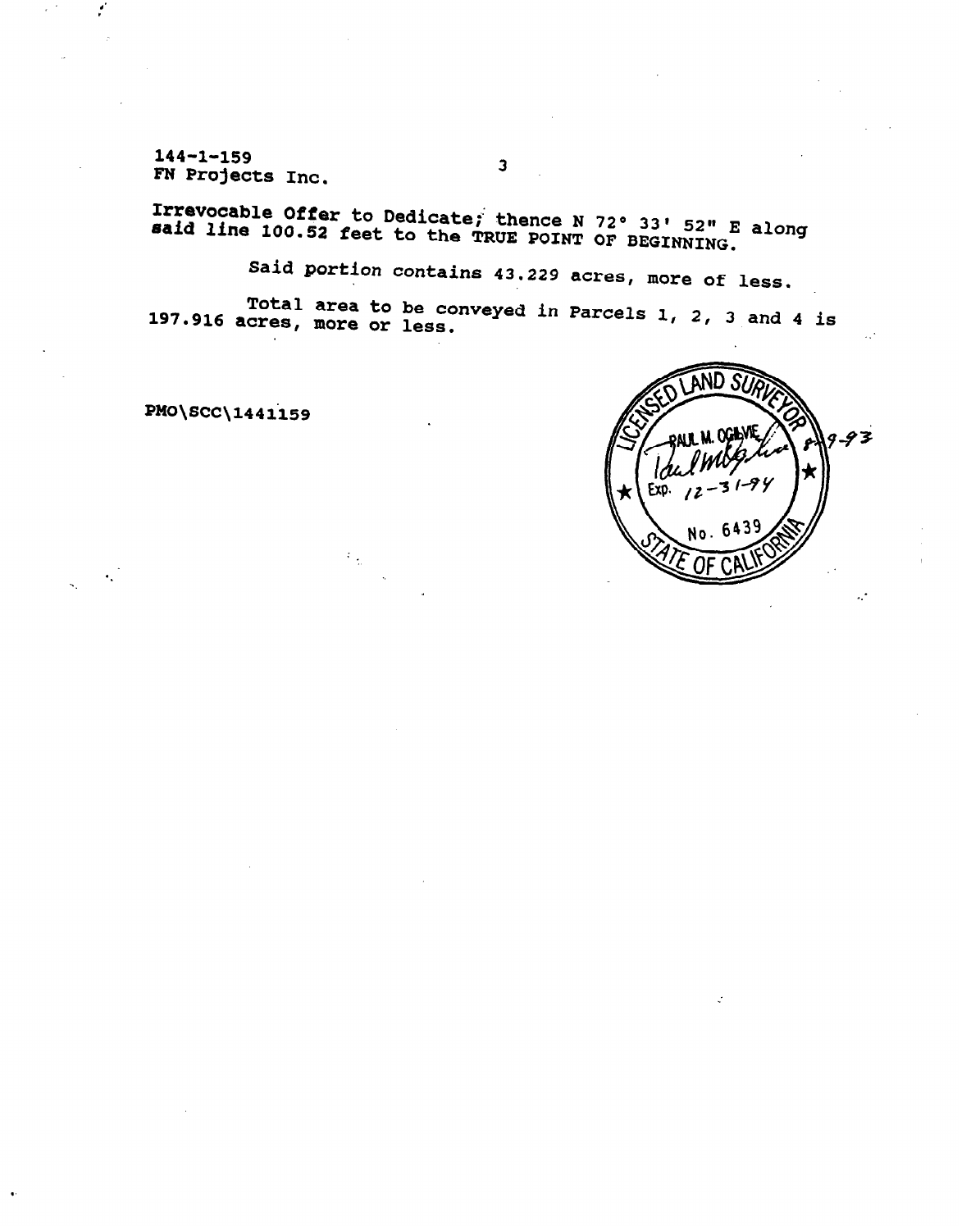144-1-159
FN Projects Inc.

Irrevocable Offer to Dedicate; thence N 72° 33' 52" E along said line 100.52 feet to the TRUE POINT OF BEGINNING.

Said portion contains 43.229 acres, more of less.

Total area to be conveyed in Parcels 1, 2, 3 and 4 is 197.916 acres, more or less.

PMO\SCC\1441159

LICENSED LAND SURVEYOR
PAUL M. OGILVIE
8-9-93
Exp. 12-31-94
No. 6439
STATE OF CALIFORNIA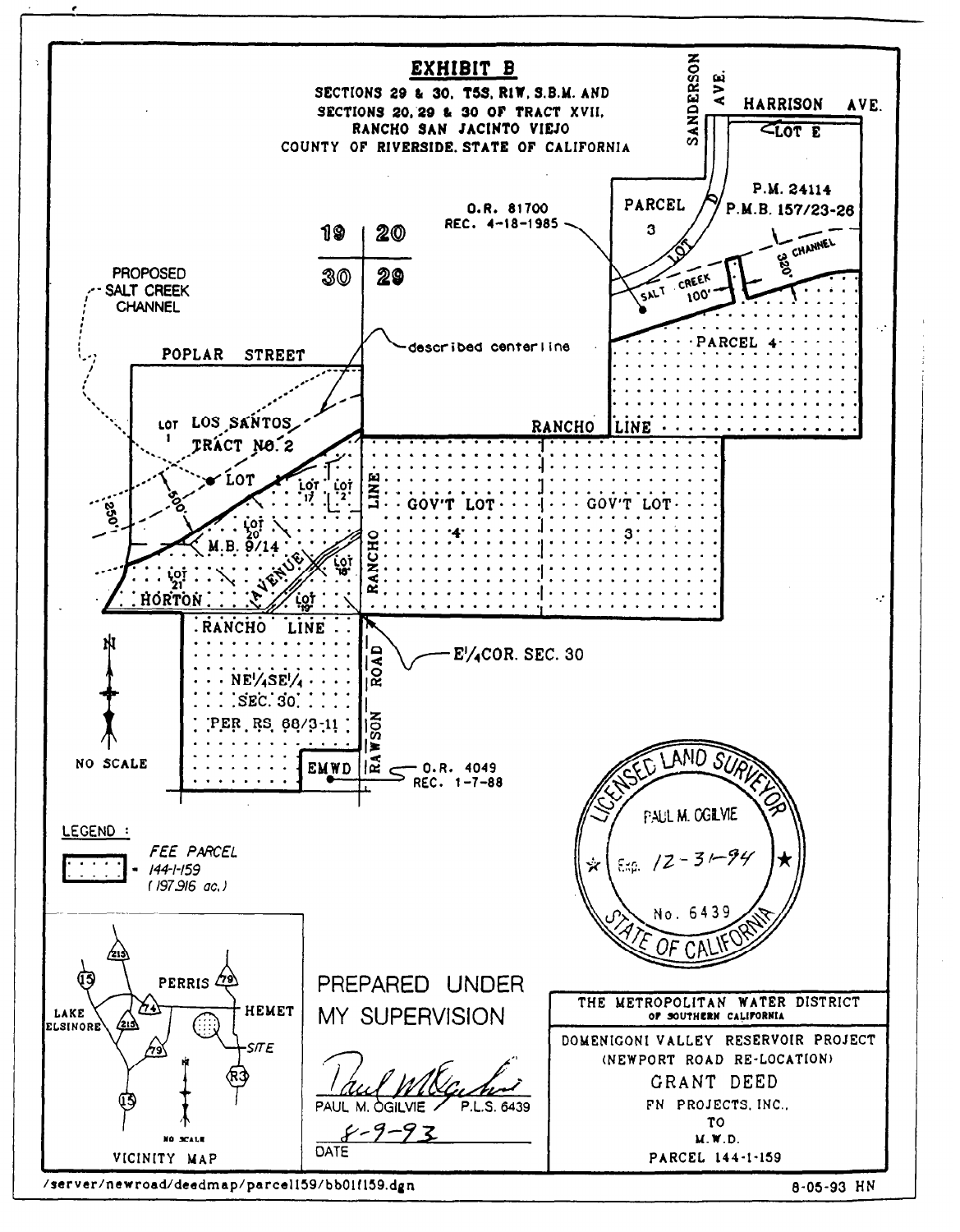# EXHIBIT B

SECTIONS 29 & 30, T5S, R1W, S.B.M. AND
SECTIONS 20, 29 & 30 OF TRACT XVII,
RANCHO SAN JACINTO VIEJO
COUNTY OF RIVERSIDE, STATE OF CALIFORNIA

SANDERSON AVE.

HARRISON AVE.

LOT E

PARCEL 3

LOT D

P.M. 24114
P.M.B. 157/23-26

O.R. 81700
REC. 4-18-1985

SALT CREEK 100'

320' CHANNEL

PARCEL 4

19 | 20
30 | 29

PROPOSED SALT CREEK CHANNEL

described centerline

POPLAR STREET

LOT 1 LOS SANTOS TRACT NO. 2 LOT

LOT 17 LOT 2

LOT 20

M.B. 9/14

250'

500'

LOT 21

HORTON AVENUE

LOT 18

LOT 19

RANCHO LINE

GOV'T LOT 4

GOV'T LOT 3

RANCHO LINE

E¼COR. SEC. 30

NE¼SE¼
SEC. 30
PER RS 68/3-11

RAWSON ROAD

EMWD

O.R. 4049
REC. 1-7-88

N

NO SCALE

LEGEND :

FEE PARCEL
144-1-159
(197.916 ac.)

VICINITY MAP

215, 15, PERRIS, 79, LAKE ELSINORE, 215, 74, HEMET, 79, SITE, R3, 15

NO SCALE

LICENSED LAND SURVEYOR
PAUL M. OGILVIE
Exp. 12-31-94
No. 6439
STATE OF CALIFORNIA

PREPARED UNDER MY SUPERVISION

PAUL M. OGILVIE P.L.S. 6439

8-9-93

DATE

THE METROPOLITAN WATER DISTRICT OF SOUTHERN CALIFORNIA

DOMENIGONI VALLEY RESERVOIR PROJECT
(NEWPORT ROAD RE-LOCATION)
GRANT DEED
FN PROJECTS, INC.,
TO
M.W.D.
PARCEL 144-1-159

/server/newroad/deedmap/parcel159/bb01f159.dgn

8-05-93 HN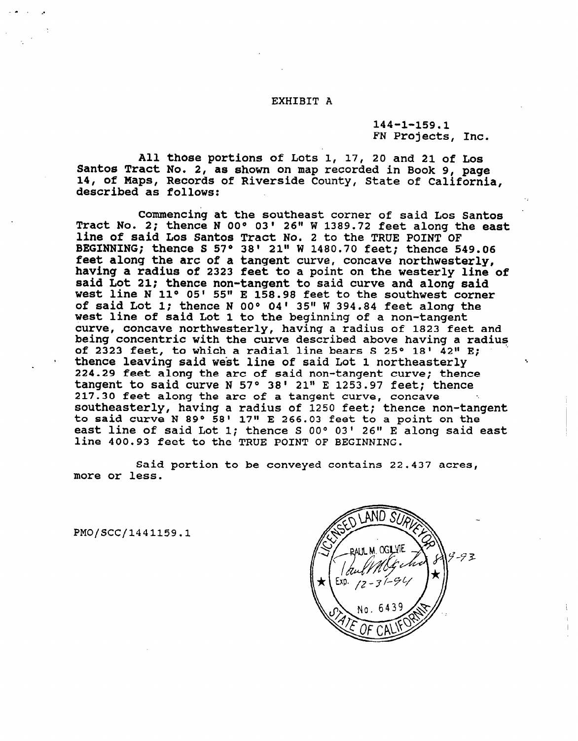# EXHIBIT A

144-1-159.1
FN Projects, Inc.

All those portions of Lots 1, 17, 20 and 21 of Los Santos Tract No. 2, as shown on map recorded in Book 9, page 14, of Maps, Records of Riverside County, State of California, described as follows:

Commencing at the southeast corner of said Los Santos Tract No. 2; thence N 00° 03' 26" W 1389.72 feet along the east line of said Los Santos Tract No. 2 to the TRUE POINT OF BEGINNING; thence S 57° 38' 21" W 1480.70 feet; thence 549.06 feet along the arc of a tangent curve, concave northwesterly, having a radius of 2323 feet to a point on the westerly line of said Lot 21; thence non-tangent to said curve and along said west line N 11° 05' 55" E 158.98 feet to the southwest corner of said Lot 1; thence N 00° 04' 35" W 394.84 feet along the west line of said Lot 1 to the beginning of a non-tangent curve, concave northwesterly, having a radius of 1823 feet and being concentric with the curve described above having a radius of 2323 feet, to which a radial line bears S 25° 18' 42" E; thence leaving said west line of said Lot 1 northeasterly 224.29 feet along the arc of said non-tangent curve; thence tangent to said curve N 57° 38' 21" E 1253.97 feet; thence 217.30 feet along the arc of a tangent curve, concave southeasterly, having a radius of 1250 feet; thence non-tangent to said curve N 89° 58' 17" E 266.03 feet to a point on the east line of said Lot 1; thence S 00° 03' 26" E along said east line 400.93 feet to the TRUE POINT OF BEGINNING.

Said portion to be conveyed contains 22.437 acres, more or less.

PMO/SCC/1441159.1

LICENSED LAND SURVEYOR
PAUL M. OGILVIE
Exp. 12-31-94
No. 6439
STATE OF CALIFORNIA
8-9-93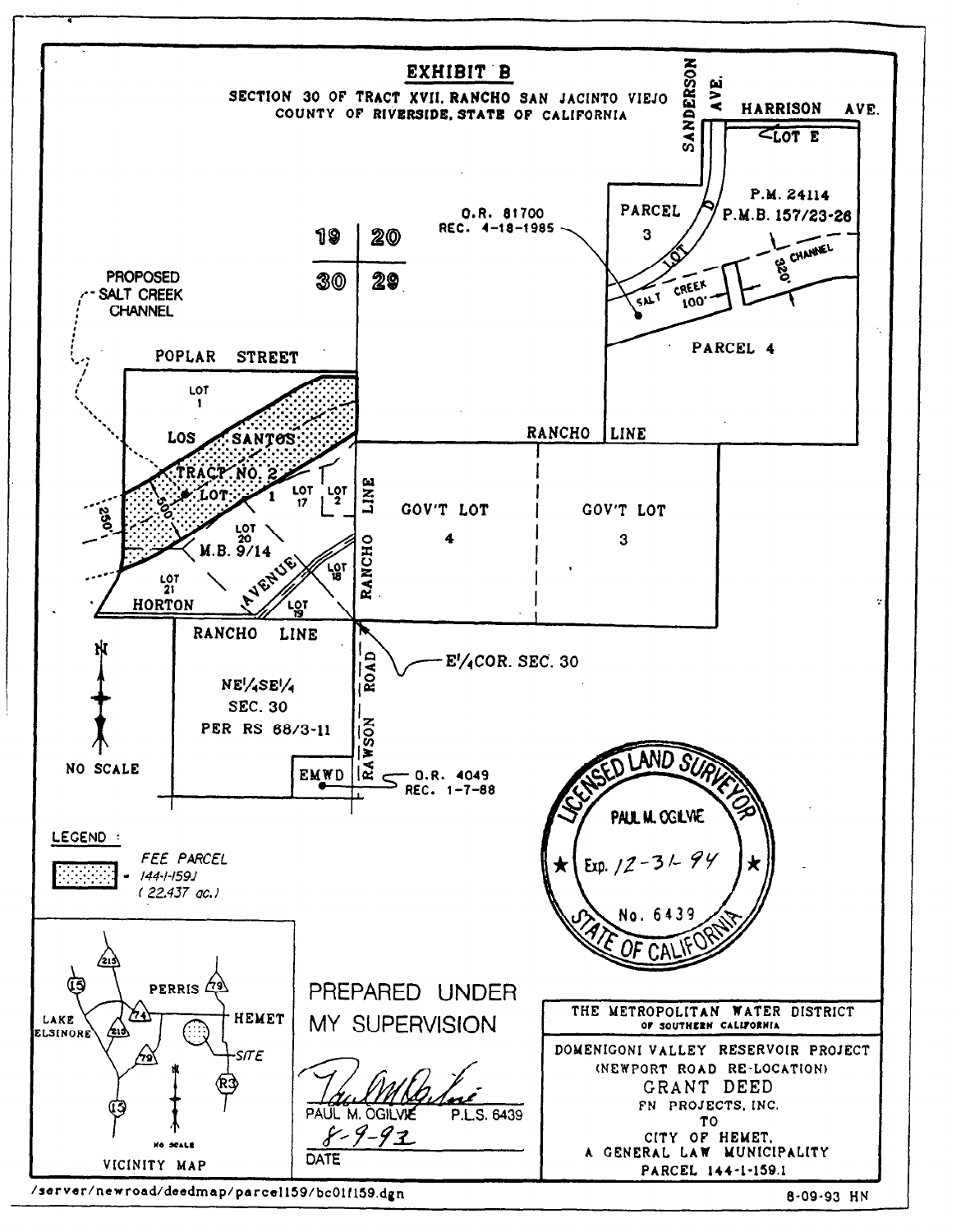# EXHIBIT B

SECTION 30 OF TRACT XVII, RANCHO SAN JACINTO VIEJO
COUNTY OF RIVERSIDE, STATE OF CALIFORNIA

SANDERSON AVE.

HARRISON AVE.

LOT E

PARCEL 3

LOT D

P.M. 24114
P.M.B. 157/23-26

O.R. 81700
REC. 4-18-1985

SALT CREEK 100'

320' CHANNEL

PARCEL 4

19 | 20
30 | 29

PROPOSED SALT CREEK CHANNEL

POPLAR STREET

LOT 1

LOS SANTOS TRACT NO. 2

LOT 1

LOT 17

LOT 2

LOT 20

M.B. 9/14

LOT 21

HORTON AVENUE

LOT 18

LOT 19

250'

500'

RANCHO LINE

GOV'T LOT 4

GOV'T LOT 3

RANCHO LINE

NE1/4SE1/4
SEC. 30
PER RS 88/3-11

E1/4COR. SEC. 30

RAWSON ROAD

EMWD

O.R. 4049
REC. 1-7-88

N

NO SCALE

LEGEND :

FEE PARCEL
144-1-159.1
(22.437 ac.)

LICENSED LAND SURVEYOR
PAUL M. OGILVIE
Exp. 12-31-94
No. 6439
STATE OF CALIFORNIA

PERRIS
LAKE ELSINORE
HEMET
SITE
15
215
74
79
R3
NO SCALE

VICINITY MAP

PREPARED UNDER MY SUPERVISION

PAUL M. OGILVIE P.L.S. 6439

8-9-93

DATE

THE METROPOLITAN WATER DISTRICT OF SOUTHERN CALIFORNIA

DOMENIGONI VALLEY RESERVOIR PROJECT
(NEWPORT ROAD RE-LOCATION)
GRANT DEED
FN PROJECTS, INC.
TO
CITY OF HEMET,
A GENERAL LAW MUNICIPALITY
PARCEL 144-1-159.1

/server/newroad/deedmap/parcel159/bc01f159.dgn

8-09-93 HN